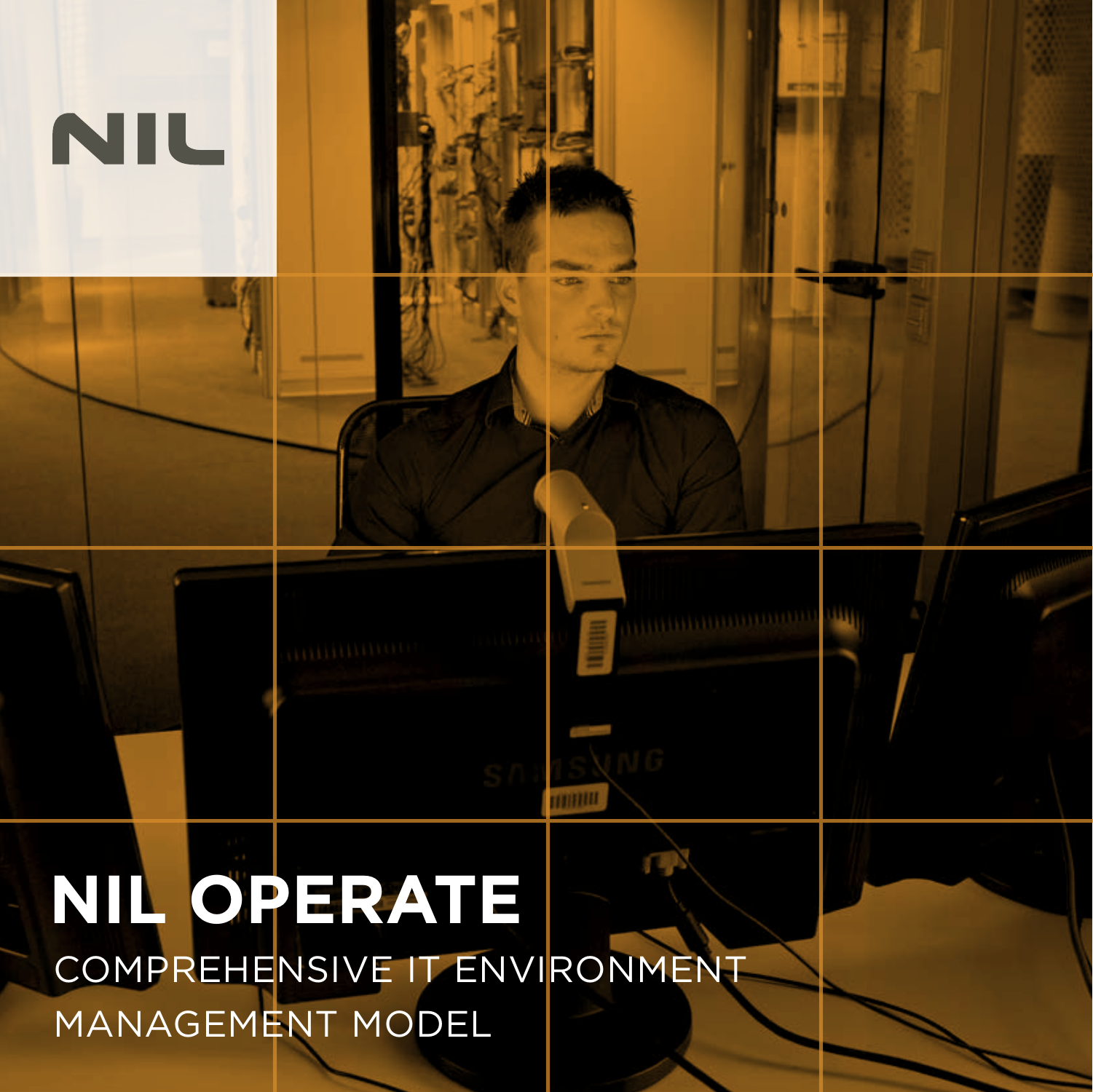NIL

# NIL OPERATE

COMPREHENSIVE IT ENVIRONMENT MANAGEMENT MODEL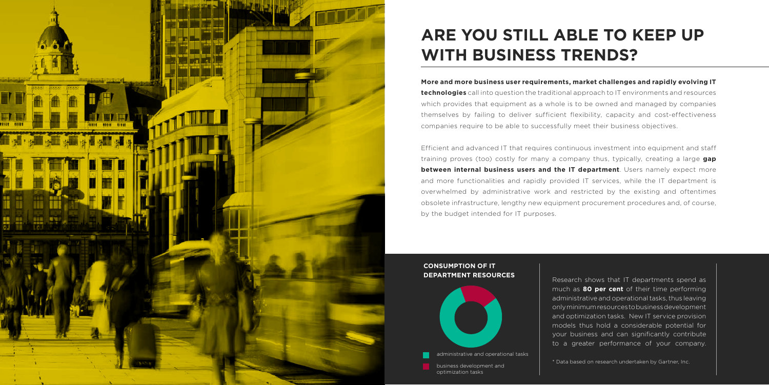# ARE YOU STILL ABLE TO KEEP UP WITH BUSINESS TRENDS?

**More and more business user requirements, market challenges and rapidly evolving IT technologies** call into question the traditional approach to IT environments and resources which provides that equipment as a whole is to be owned and managed by companies themselves by failing to deliver sufficient flexibility, capacity and cost-effectiveness companies require to be able to successfully meet their business objectives.

Efficient and advanced IT that requires continuous investment into equipment and staff training proves (too) costly for many a company thus, typically, creating a large **gap between internal business users and the IT department**. Users namely expect more and more functionalities and rapidly provided IT services, while the IT department is overwhelmed by administrative work and restricted by the existing and oftentimes obsolete infrastructure, lengthy new equipment procurement procedures and, of course, by the budget intended for IT purposes.

## CONSUMPTION OF IT DEPARTMENT RESOURCES

- administrative and operational tasks
- business development and optimization tasks

Research shows that IT departments spend as much as **80 per cent** of their time performing administrative and operational tasks, thus leaving only minimum resources to business development and optimization tasks. New IT service provision models thus hold a considerable potential for your business and can significantly contribute to a greater performance of your company.

\* Data based on research undertaken by Gartner, Inc.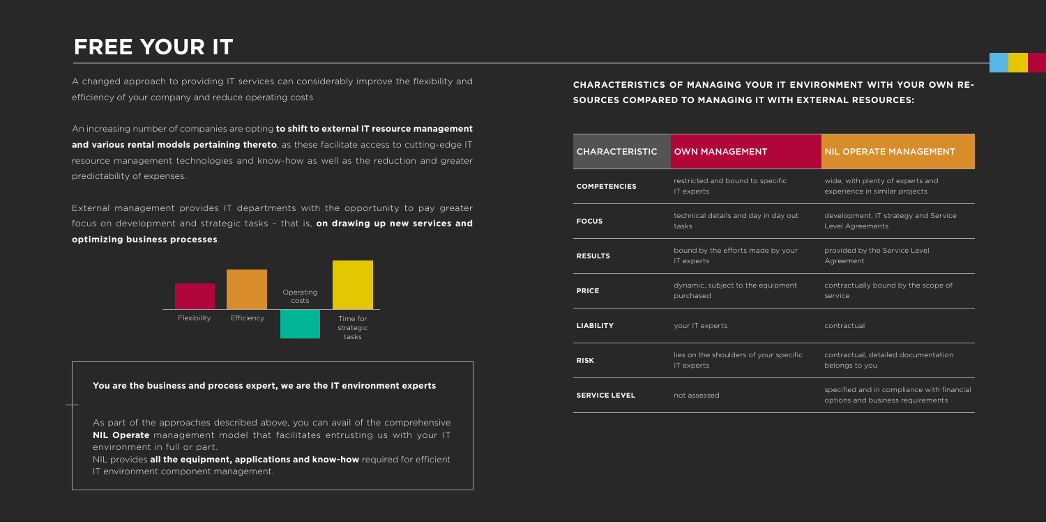# FREE YOUR IT

A changed approach to providing IT services can considerably improve the flexibility and efficiency of your company and reduce operating costs

An increasing number of companies are opting **to shift to external IT resource management and various rental models pertaining thereto**, as these facilitate access to cutting-edge IT resource management technologies and know-how as well as the reduction and greater predictability of expenses.

External management provides IT departments with the opportunity to pay greater focus on development and strategic tasks – that is, **on drawing up new services and optimizing business processes**.

Flexibility | Efficiency | Operating costs | Time for strategic tasks

**You are the business and process expert, we are the IT environment experts**

As part of the approaches described above, you can avail of the comprehensive **NIL Operate** management model that facilitates entrusting us with your IT environment in full or part.

NIL provides **all the equipment, applications and know-how** required for efficient IT environment component management.

**CHARACTERISTICS OF MANAGING YOUR IT ENVIRONMENT WITH YOUR OWN RESOURCES COMPARED TO MANAGING IT WITH EXTERNAL RESOURCES:**

| CHARACTERISTIC | OWN MANAGEMENT | NIL OPERATE MANAGEMENT |
|---|---|---|
| **COMPETENCIES** | restricted and bound to specific IT experts | wide, with plenty of experts and experience in similar projects |
| **FOCUS** | technical details and day in day out tasks | development, IT strategy and Service Level Agreements |
| **RESULTS** | bound by the efforts made by your IT experts | provided by the Service Level Agreement |
| **PRICE** | dynamic, subject to the equipment purchased | contractually bound by the scope of service |
| **LIABILITY** | your IT experts | contractual |
| **RISK** | lies on the shoulders of your specific IT experts | contractual, detailed documentation belongs to you |
| **SERVICE LEVEL** | not assessed | specified and in compliance with financial options and business requirements |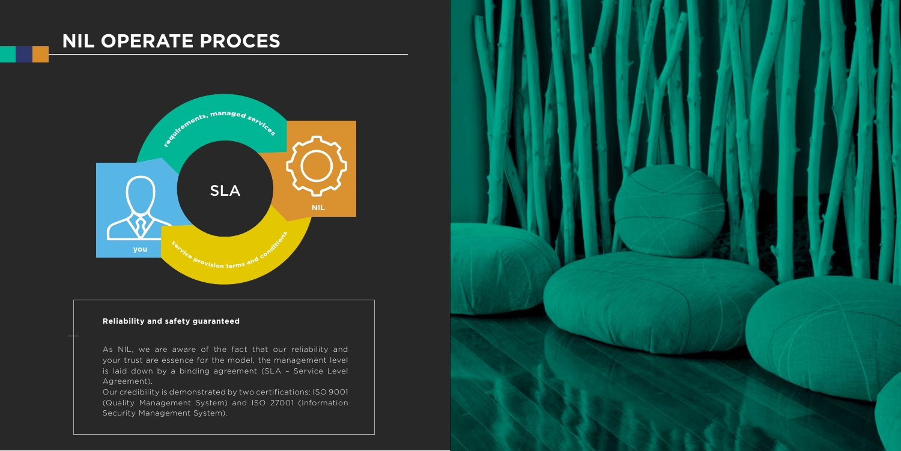# NIL OPERATE PROCES

requirements, managed services

SLA

NIL

you

service provision terms and conditions

**Reliability and safety guaranteed**

As NIL, we are aware of the fact that our reliability and your trust are essence for the model, the management level is laid down by a binding agreement (SLA – Service Level Agreement).

Our credibility is demonstrated by two certifications: ISO 9001 (Quality Management System) and ISO 27001 (Information Security Management System).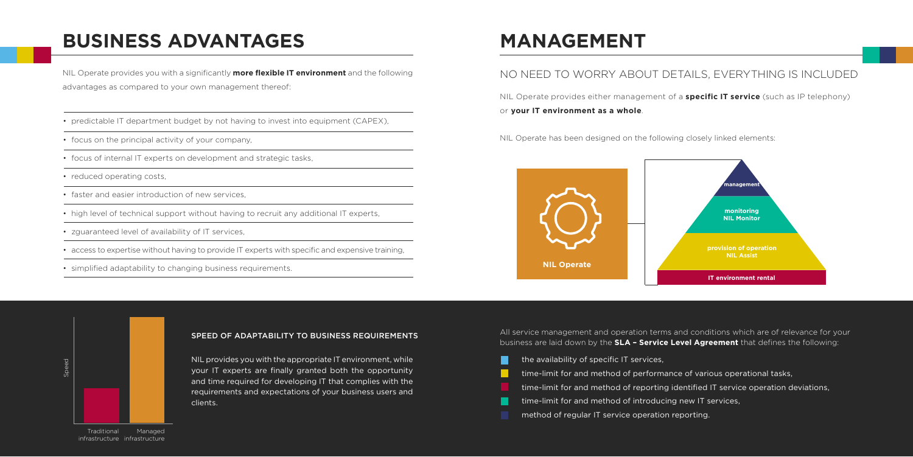# BUSINESS ADVANTAGES

NIL Operate provides you with a significantly **more flexible IT environment** and the following advantages as compared to your own management thereof:

- predictable IT department budget by not having to invest into equipment (CAPEX),
- focus on the principal activity of your company,
- focus of internal IT experts on development and strategic tasks,
- reduced operating costs,
- faster and easier introduction of new services,
- high level of technical support without having to recruit any additional IT experts,
- zguaranteed level of availability of IT services,
- access to expertise without having to provide IT experts with specific and expensive training,
- simplified adaptability to changing business requirements.

### SPEED OF ADAPTABILITY TO BUSINESS REQUIREMENTS

NIL provides you with the appropriate IT environment, while your IT experts are finally granted both the opportunity and time required for developing IT that complies with the requirements and expectations of your business users and clients.

Speed

Traditional infrastructure | Managed infrastructure

# MANAGEMENT

## NO NEED TO WORRY ABOUT DETAILS, EVERYTHING IS INCLUDED

NIL Operate provides either management of a **specific IT service** (such as IP telephony) or **your IT environment as a whole**.

NIL Operate has been designed on the following closely linked elements:

**NIL Operate**

- **management**
- **monitoring NIL Monitor**
- **provision of operation NIL Assist**
- **IT environment rental**

All service management and operation terms and conditions which are of relevance for your business are laid down by the **SLA – Service Level Agreement** that defines the following:

- the availability of specific IT services,
- time-limit for and method of performance of various operational tasks,
- time-limit for and method of reporting identified IT service operation deviations,
- time-limit for and method of introducing new IT services,
- method of regular IT service operation reporting.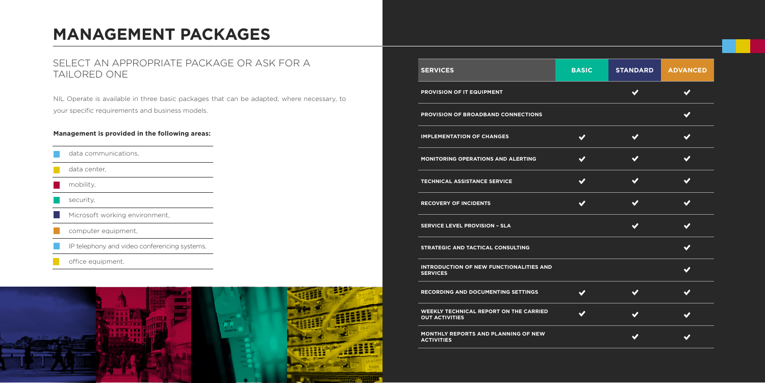# MANAGEMENT PACKAGES

## SELECT AN APPROPRIATE PACKAGE OR ASK FOR A TAILORED ONE

NIL Operate is available in three basic packages that can be adapted, where necessary, to your specific requirements and business models.

**Management is provided in the following areas:**

- data communications,
- data center,
- mobility,
- security,
- Microsoft working environment,
- computer equipment,
- IP telephony and video conferencing systems,
- office equipment.

| SERVICES | BASIC | STANDARD | ADVANCED |
|---|---|---|---|
| PROVISION OF IT EQUIPMENT | | ✔ | ✔ |
| PROVISION OF BROADBAND CONNECTIONS | | | ✔ |
| IMPLEMENTATION OF CHANGES | ✔ | ✔ | ✔ |
| MONITORING OPERATIONS AND ALERTING | ✔ | ✔ | ✔ |
| TECHNICAL ASSISTANCE SERVICE | ✔ | ✔ | ✔ |
| RECOVERY OF INCIDENTS | ✔ | ✔ | ✔ |
| SERVICE LEVEL PROVISION – SLA | | ✔ | ✔ |
| STRATEGIC AND TACTICAL CONSULTING | | | ✔ |
| INTRODUCTION OF NEW FUNCTIONALITIES AND SERVICES | | | ✔ |
| RECORDING AND DOCUMENTING SETTINGS | ✔ | ✔ | ✔ |
| WEEKLY TECHNICAL REPORT ON THE CARRIED OUT ACTIVITIES | ✔ | ✔ | ✔ |
| MONTHLY REPORTS AND PLANNING OF NEW ACTIVITIES | | ✔ | ✔ |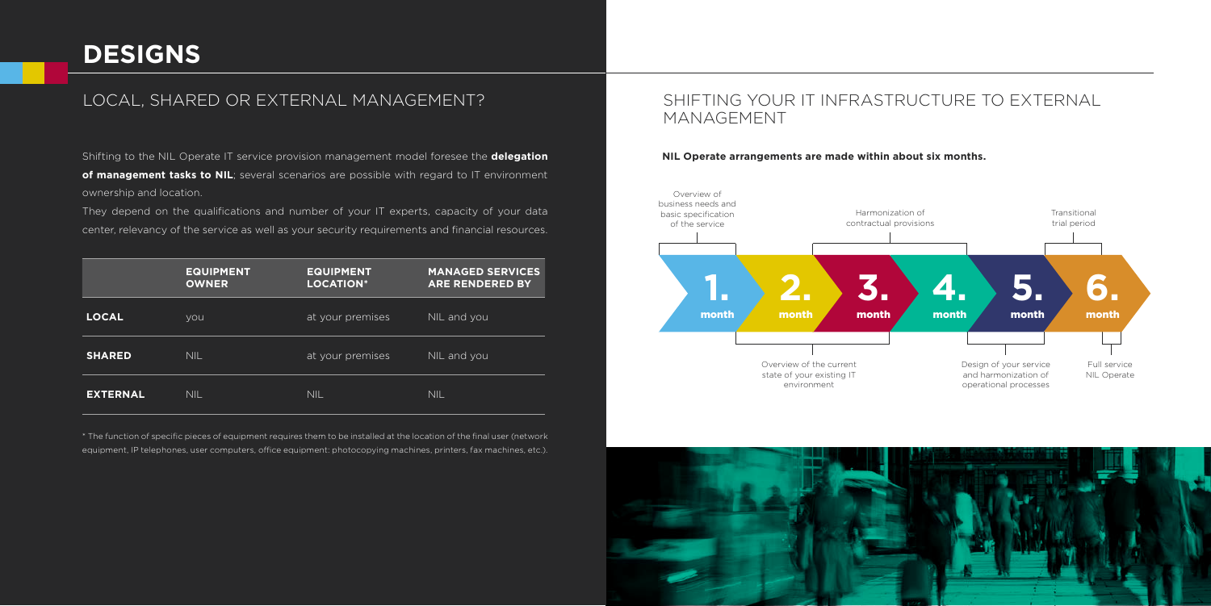# DESIGNS

## LOCAL, SHARED OR EXTERNAL MANAGEMENT?

Shifting to the NIL Operate IT service provision management model foresee the **delegation of management tasks to NIL**; several scenarios are possible with regard to IT environment ownership and location.

They depend on the qualifications and number of your IT experts, capacity of your data center, relevancy of the service as well as your security requirements and financial resources.

| | EQUIPMENT OWNER | EQUIPMENT LOCATION* | MANAGED SERVICES ARE RENDERED BY |
|---|---|---|---|
| **LOCAL** | you | at your premises | NIL and you |
| **SHARED** | NIL | at your premises | NIL and you |
| **EXTERNAL** | NIL | NIL | NIL |

* The function of specific pieces of equipment requires them to be installed at the location of the final user (network equipment, IP telephones, user computers, office equipment: photocopying machines, printers, fax machines, etc.).

## SHIFTING YOUR IT INFRASTRUCTURE TO EXTERNAL MANAGEMENT

**NIL Operate arrangements are made within about six months.**

- **1. month** – Overview of business needs and basic specification of the service
- **2.–3. month** – Overview of the current state of your existing IT environment
- **3.–4. month** – Harmonization of contractual provisions
- **5.–6. month** – Design of your service and harmonization of operational processes
- **6. month** – Transitional trial period
- **6. month** – Full service NIL Operate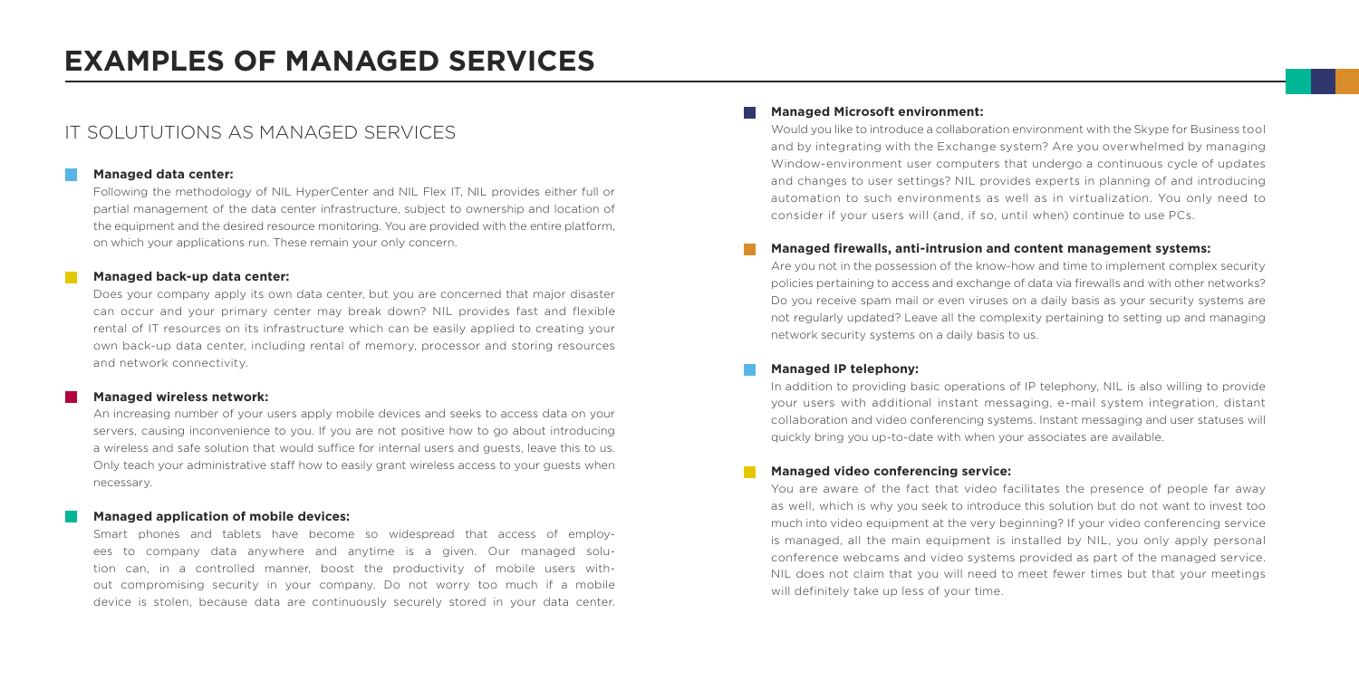# EXAMPLES OF MANAGED SERVICES

## IT SOLUTUTIONS AS MANAGED SERVICES

**Managed data center:**

Following the methodology of NIL HyperCenter and NIL Flex IT, NIL provides either full or partial management of the data center infrastructure, subject to ownership and location of the equipment and the desired resource monitoring. You are provided with the entire platform, on which your applications run. These remain your only concern.

**Managed back-up data center:**

Does your company apply its own data center, but you are concerned that major disaster can occur and your primary center may break down? NIL provides fast and flexible rental of IT resources on its infrastructure which can be easily applied to creating your own back-up data center, including rental of memory, processor and storing resources and network connectivity.

**Managed wireless network:**

An increasing number of your users apply mobile devices and seeks to access data on your servers, causing inconvenience to you. If you are not positive how to go about introducing a wireless and safe solution that would suffice for internal users and guests, leave this to us. Only teach your administrative staff how to easily grant wireless access to your guests when necessary.

**Managed application of mobile devices:**

Smart phones and tablets have become so widespread that access of employees to company data anywhere and anytime is a given. Our managed solution can, in a controlled manner, boost the productivity of mobile users without compromising security in your company. Do not worry too much if a mobile device is stolen, because data are continuously securely stored in your data center.

**Managed Microsoft environment:**

Would you like to introduce a collaboration environment with the Skype for Business tool and by integrating with the Exchange system? Are you overwhelmed by managing Window-environment user computers that undergo a continuous cycle of updates and changes to user settings? NIL provides experts in planning of and introducing automation to such environments as well as in virtualization. You only need to consider if your users will (and, if so, until when) continue to use PCs.

**Managed firewalls, anti-intrusion and content management systems:**

Are you not in the possession of the know-how and time to implement complex security policies pertaining to access and exchange of data via firewalls and with other networks? Do you receive spam mail or even viruses on a daily basis as your security systems are not regularly updated? Leave all the complexity pertaining to setting up and managing network security systems on a daily basis to us.

**Managed IP telephony:**

In addition to providing basic operations of IP telephony, NIL is also willing to provide your users with additional instant messaging, e-mail system integration, distant collaboration and video conferencing systems. Instant messaging and user statuses will quickly bring you up-to-date with when your associates are available.

**Managed video conferencing service:**

You are aware of the fact that video facilitates the presence of people far away as well, which is why you seek to introduce this solution but do not want to invest too much into video equipment at the very beginning? If your video conferencing service is managed, all the main equipment is installed by NIL, you only apply personal conference webcams and video systems provided as part of the managed service. NIL does not claim that you will need to meet fewer times but that your meetings will definitely take up less of your time.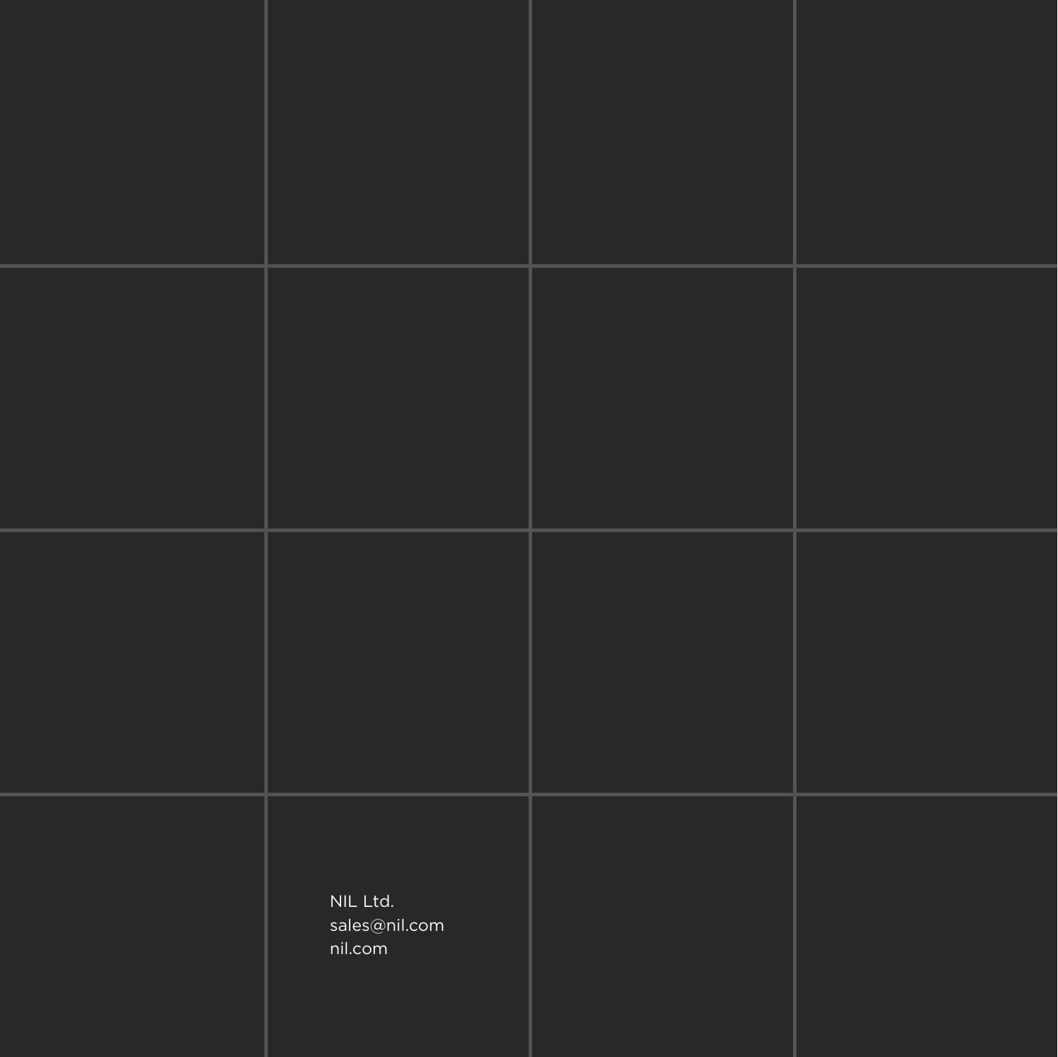NIL Ltd.
sales@nil.com
nil.com